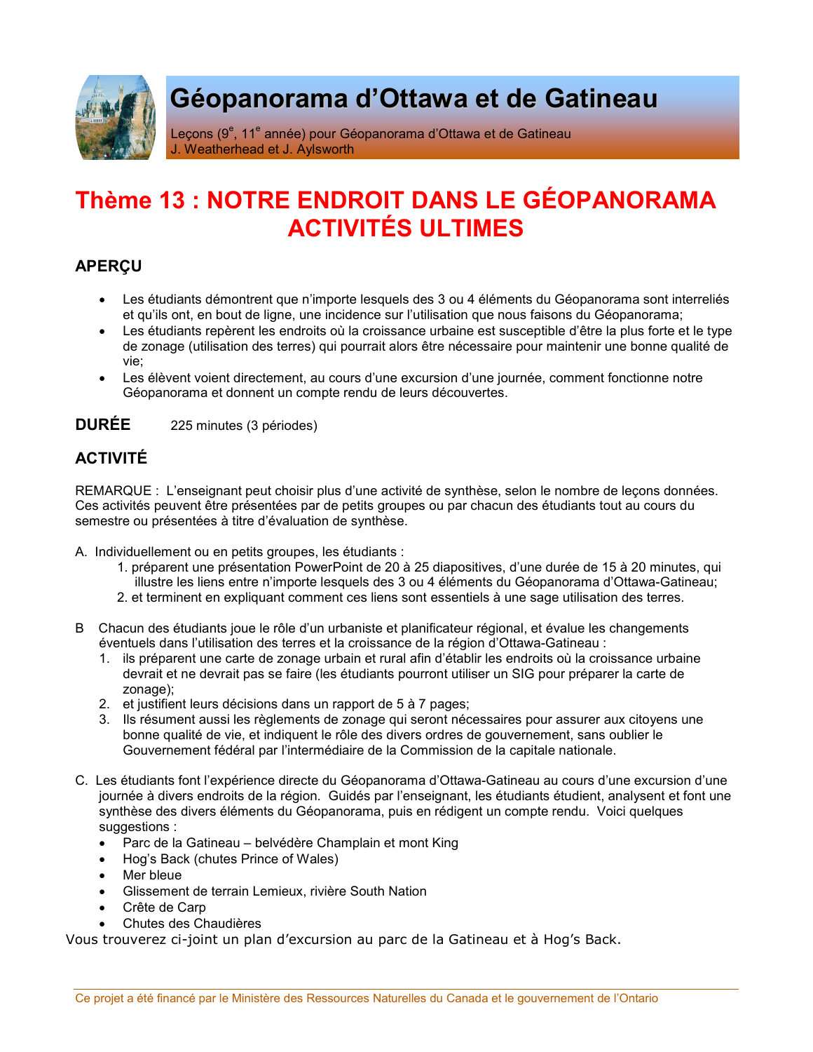# Géopanorama d'Ottawa et de Gatineau

Leçons (9e, 11e année) pour Géopanorama d'Ottawa et de Gatineau
J. Weatherhead et J. Aylsworth

# Thème 13 : NOTRE ENDROIT DANS LE GÉOPANORAMA ACTIVITÉS ULTIMES

## APERÇU

- Les étudiants démontrent que n'importe lesquels des 3 ou 4 éléments du Géopanorama sont interreliés et qu'ils ont, en bout de ligne, une incidence sur l'utilisation que nous faisons du Géopanorama;
- Les étudiants repèrent les endroits où la croissance urbaine est susceptible d'être la plus forte et le type de zonage (utilisation des terres) qui pourrait alors être nécessaire pour maintenir une bonne qualité de vie;
- Les élèvent voient directement, au cours d'une excursion d'une journée, comment fonctionne notre Géopanorama et donnent un compte rendu de leurs découvertes.

## DURÉE

225 minutes (3 périodes)

## ACTIVITÉ

REMARQUE : L'enseignant peut choisir plus d'une activité de synthèse, selon le nombre de leçons données. Ces activités peuvent être présentées par de petits groupes ou par chacun des étudiants tout au cours du semestre ou présentées à titre d'évaluation de synthèse.

A. Individuellement ou en petits groupes, les étudiants :
   1. préparent une présentation PowerPoint de 20 à 25 diapositives, d'une durée de 15 à 20 minutes, qui illustre les liens entre n'importe lesquels des 3 ou 4 éléments du Géopanorama d'Ottawa-Gatineau;
   2. et terminent en expliquant comment ces liens sont essentiels à une sage utilisation des terres.

B Chacun des étudiants joue le rôle d'un urbaniste et planificateur régional, et évalue les changements éventuels dans l'utilisation des terres et la croissance de la région d'Ottawa-Gatineau :
   1. ils préparent une carte de zonage urbain et rural afin d'établir les endroits où la croissance urbaine devrait et ne devrait pas se faire (les étudiants pourront utiliser un SIG pour préparer la carte de zonage);
   2. et justifient leurs décisions dans un rapport de 5 à 7 pages;
   3. Ils résument aussi les règlements de zonage qui seront nécessaires pour assurer aux citoyens une bonne qualité de vie, et indiquent le rôle des divers ordres de gouvernement, sans oublier le Gouvernement fédéral par l'intermédiaire de la Commission de la capitale nationale.

C. Les étudiants font l'expérience directe du Géopanorama d'Ottawa-Gatineau au cours d'une excursion d'une journée à divers endroits de la région. Guidés par l'enseignant, les étudiants étudient, analysent et font une synthèse des divers éléments du Géopanorama, puis en rédigent un compte rendu. Voici quelques suggestions :
   - Parc de la Gatineau – belvédère Champlain et mont King
   - Hog's Back (chutes Prince of Wales)
   - Mer bleue
   - Glissement de terrain Lemieux, rivière South Nation
   - Crête de Carp
   - Chutes des Chaudières

Vous trouverez ci-joint un plan d'excursion au parc de la Gatineau et à Hog's Back.

Ce projet a été financé par le Ministère des Ressources Naturelles du Canada et le gouvernement de l'Ontario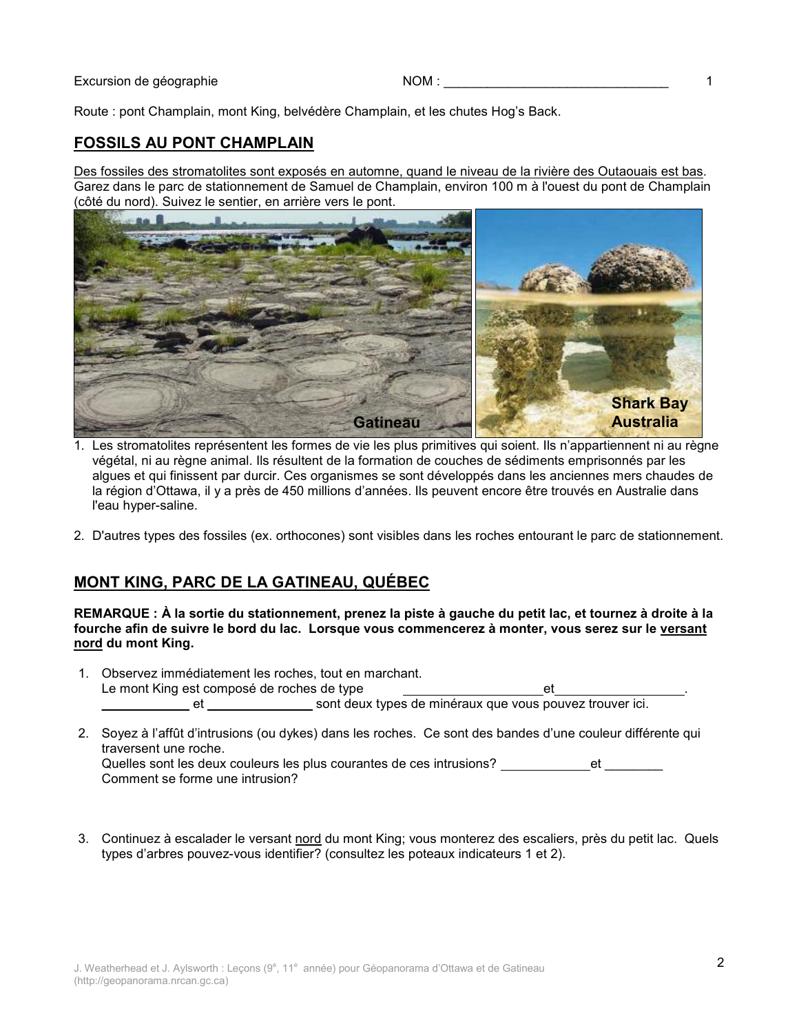Excursion de géographie NOM : _______________________________ 1

Route : pont Champlain, mont King, belvédère Champlain, et les chutes Hog's Back.

## FOSSILS AU PONT CHAMPLAIN

Des fossiles des stromatolites sont exposés en automne, quand le niveau de la rivière des Outaouais est bas. Garez dans le parc de stationnement de Samuel de Champlain, environ 100 m à l'ouest du pont de Champlain (côté du nord). Suivez le sentier, en arrière vers le pont.

Gatineau

Shark Bay Australia

1. Les stromatolites représentent les formes de vie les plus primitives qui soient. Ils n'appartiennent ni au règne végétal, ni au règne animal. Ils résultent de la formation de couches de sédiments emprisonnés par les algues et qui finissent par durcir. Ces organismes se sont développés dans les anciennes mers chaudes de la région d'Ottawa, il y a près de 450 millions d'années. Ils peuvent encore être trouvés en Australie dans l'eau hyper-saline.

2. D'autres types des fossiles (ex. orthocones) sont visibles dans les roches entourant le parc de stationnement.

## MONT KING, PARC DE LA GATINEAU, QUÉBEC

**REMARQUE : À la sortie du stationnement, prenez la piste à gauche du petit lac, et tournez à droite à la fourche afin de suivre le bord du lac. Lorsque vous commencerez à monter, vous serez sur le versant nord du mont King.**

1. Observez immédiatement les roches, tout en marchant.
   Le mont King est composé de roches de type ___________________ et_________________.
   ____________ et _______________ sont deux types de minéraux que vous pouvez trouver ici.

2. Soyez à l'affût d'intrusions (ou dykes) dans les roches. Ce sont des bandes d'une couleur différente qui traversent une roche.
   Quelles sont les deux couleurs les plus courantes de ces intrusions? ____________et ________
   Comment se forme une intrusion?

3. Continuez à escalader le versant nord du mont King; vous monterez des escaliers, près du petit lac. Quels types d'arbres pouvez-vous identifier? (consultez les poteaux indicateurs 1 et 2).

J. Weatherhead et J. Aylsworth : Leçons (9e, 11e année) pour Géopanorama d'Ottawa et de Gatineau (http://geopanorama.nrcan.gc.ca)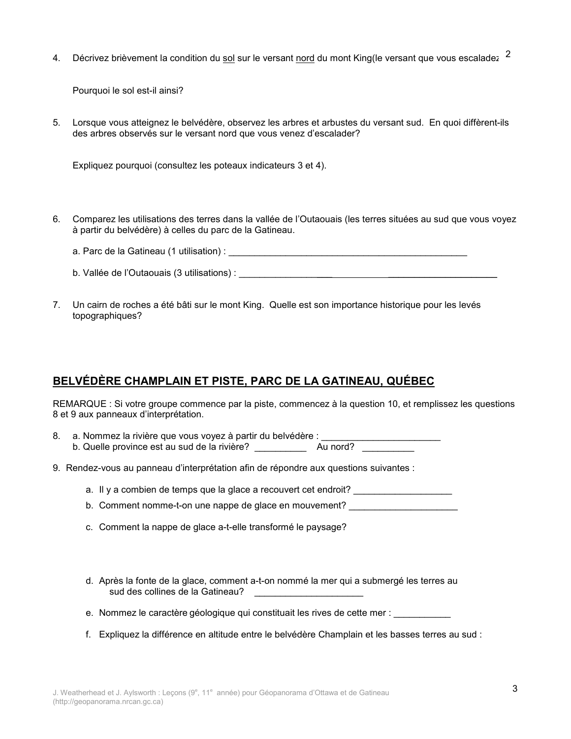4. Décrivez brièvement la condition du <u>sol</u> sur le versant <u>nord</u> du mont King(le versant que vous escaladez

   Pourquoi le sol est-il ainsi?

5. Lorsque vous atteignez le belvédère, observez les arbres et arbustes du versant sud. En quoi diffèrent-ils des arbres observés sur le versant nord que vous venez d'escalader?

   Expliquez pourquoi (consultez les poteaux indicateurs 3 et 4).

6. Comparez les utilisations des terres dans la vallée de l'Outaouais (les terres situées au sud que vous voyez à partir du belvédère) à celles du parc de la Gatineau.

   a. Parc de la Gatineau (1 utilisation) : ________________________________________________

   b. Vallée de l'Outaouais (3 utilisations) : ____________________ ____________ ______________________

7. Un cairn de roches a été bâti sur le mont King. Quelle est son importance historique pour les levés topographiques?

## BELVÉDÈRE CHAMPLAIN ET PISTE, PARC DE LA GATINEAU, QUÉBEC

REMARQUE : Si votre groupe commence par la piste, commencez à la question 10, et remplissez les questions 8 et 9 aux panneaux d'interprétation.

8. a. Nommez la rivière que vous voyez à partir du belvédère : _______________________
   b. Quelle province est au sud de la rivière? __________ Au nord? __________

9. Rendez-vous au panneau d'interprétation afin de répondre aux questions suivantes :

   a. Il y a combien de temps que la glace a recouvert cet endroit? ___________________
   
   b. Comment nomme-t-on une nappe de glace en mouvement? _____________________
   
   c. Comment la nappe de glace a-t-elle transformé le paysage?
   
   d. Après la fonte de la glace, comment a-t-on nommé la mer qui a submergé les terres au sud des collines de la Gatineau? _____________________
   
   e. Nommez le caractère géologique qui constituait les rives de cette mer : ___________
   
   f. Expliquez la différence en altitude entre le belvédère Champlain et les basses terres au sud :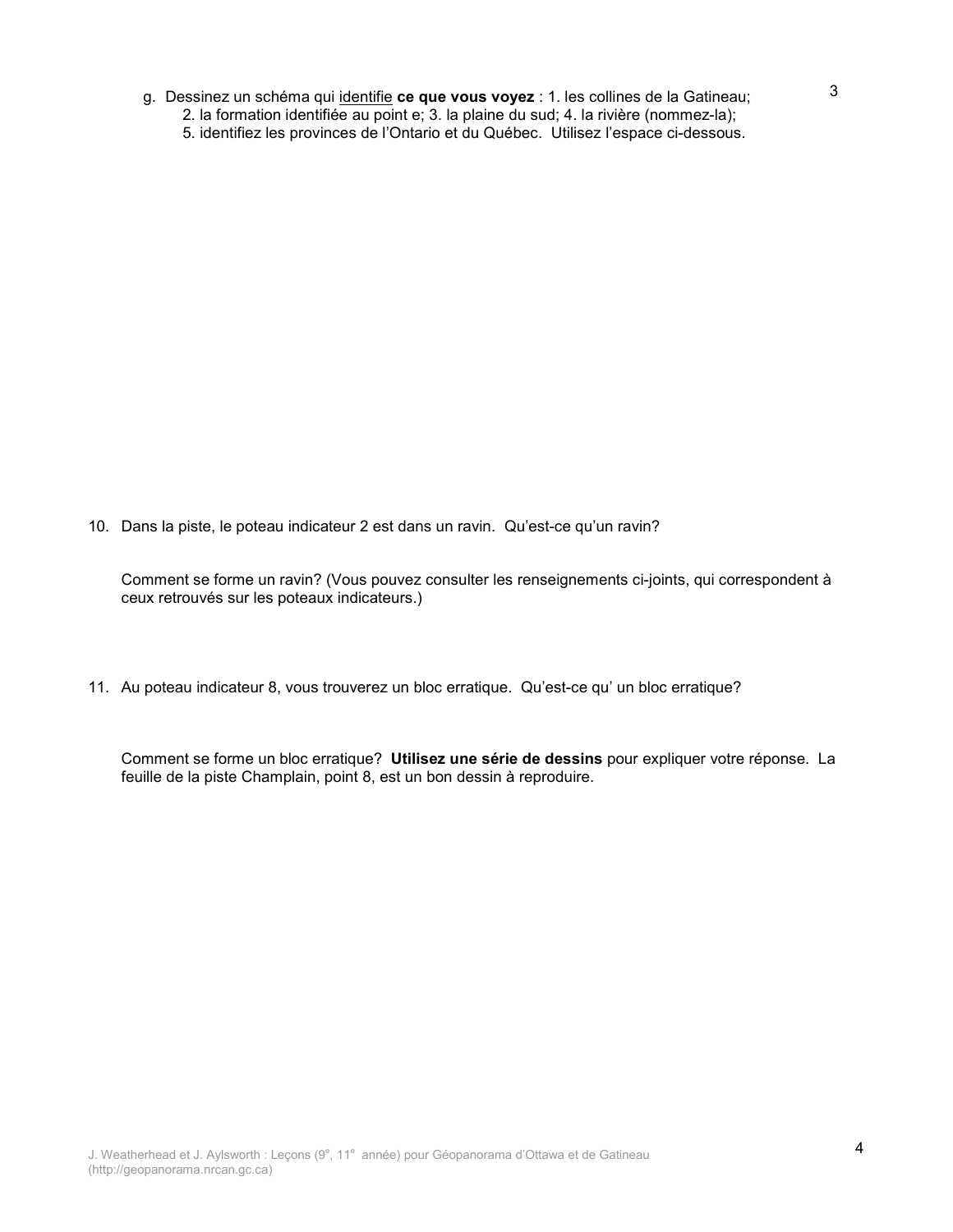g. Dessinez un schéma qui identifie **ce que vous voyez** : 1. les collines de la Gatineau;
   2. la formation identifiée au point e; 3. la plaine du sud; 4. la rivière (nommez-la);
   5. identifiez les provinces de l'Ontario et du Québec. Utilisez l'espace ci-dessous.

10. Dans la piste, le poteau indicateur 2 est dans un ravin. Qu'est-ce qu'un ravin?

    Comment se forme un ravin? (Vous pouvez consulter les renseignements ci-joints, qui correspondent à ceux retrouvés sur les poteaux indicateurs.)

11. Au poteau indicateur 8, vous trouverez un bloc erratique. Qu'est-ce qu' un bloc erratique?

    Comment se forme un bloc erratique? **Utilisez une série de dessins** pour expliquer votre réponse. La feuille de la piste Champlain, point 8, est un bon dessin à reproduire.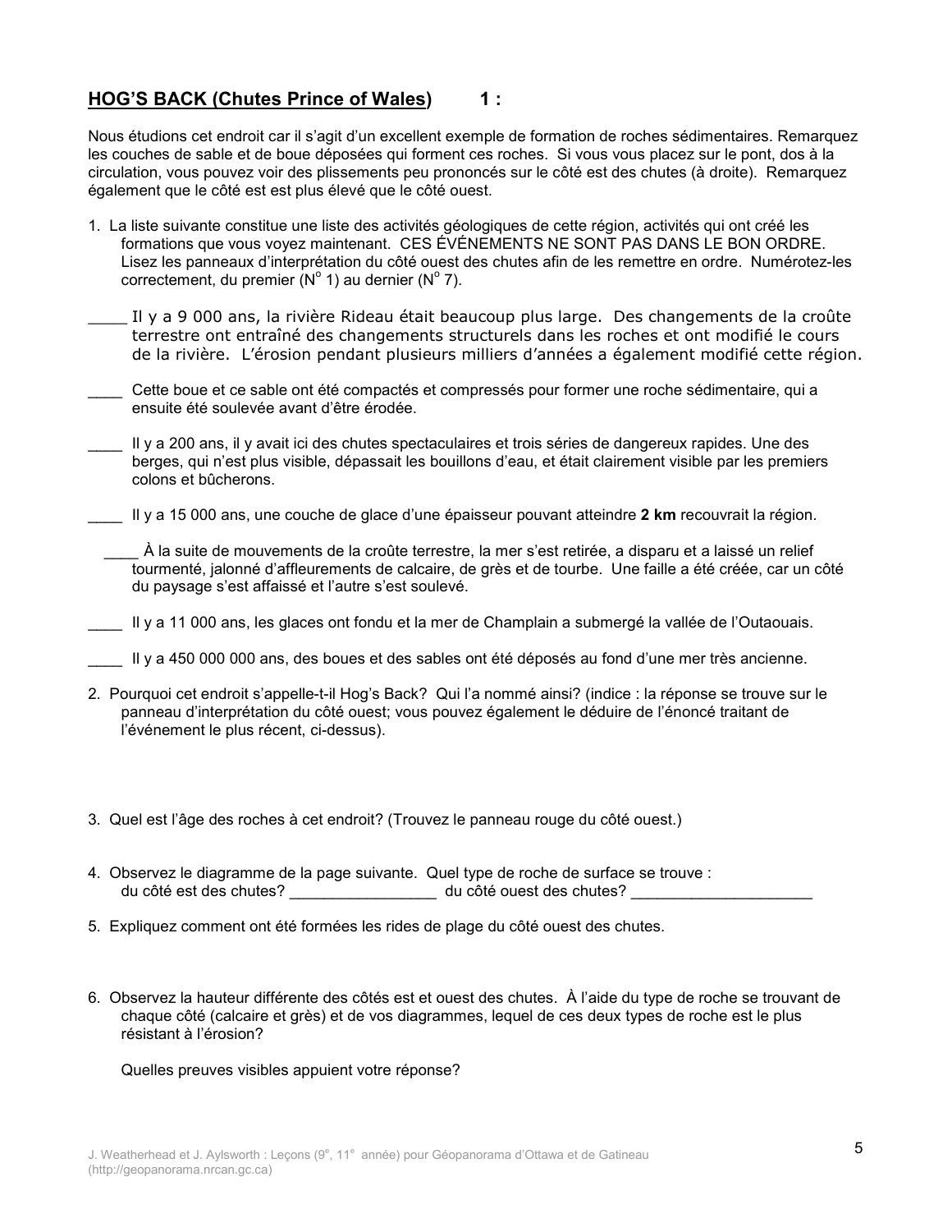## HOG'S BACK (Chutes Prince of Wales) 1 :

Nous étudions cet endroit car il s'agit d'un excellent exemple de formation de roches sédimentaires. Remarquez les couches de sable et de boue déposées qui forment ces roches. Si vous vous placez sur le pont, dos à la circulation, vous pouvez voir des plissements peu prononcés sur le côté est des chutes (à droite). Remarquez également que le côté est est plus élevé que le côté ouest.

1. La liste suivante constitue une liste des activités géologiques de cette région, activités qui ont créé les formations que vous voyez maintenant. CES ÉVÉNEMENTS NE SONT PAS DANS LE BON ORDRE. Lisez les panneaux d'interprétation du côté ouest des chutes afin de les remettre en ordre. Numérotez-les correctement, du premier (N° 1) au dernier (N° 7).

____ Il y a 9 000 ans, la rivière Rideau était beaucoup plus large. Des changements de la croûte terrestre ont entraîné des changements structurels dans les roches et ont modifié le cours de la rivière. L'érosion pendant plusieurs milliers d'années a également modifié cette région.

____ Cette boue et ce sable ont été compactés et compressés pour former une roche sédimentaire, qui a ensuite été soulevée avant d'être érodée.

____ Il y a 200 ans, il y avait ici des chutes spectaculaires et trois séries de dangereux rapides. Une des berges, qui n'est plus visible, dépassait les bouillons d'eau, et était clairement visible par les premiers colons et bûcherons.

____ Il y a 15 000 ans, une couche de glace d'une épaisseur pouvant atteindre **2 km** recouvrait la région.

____ À la suite de mouvements de la croûte terrestre, la mer s'est retirée, a disparu et a laissé un relief tourmenté, jalonné d'affleurements de calcaire, de grès et de tourbe. Une faille a été créée, car un côté du paysage s'est affaissé et l'autre s'est soulevé.

____ Il y a 11 000 ans, les glaces ont fondu et la mer de Champlain a submergé la vallée de l'Outaouais.

____ Il y a 450 000 000 ans, des boues et des sables ont été déposés au fond d'une mer très ancienne.

2. Pourquoi cet endroit s'appelle-t-il Hog's Back? Qui l'a nommé ainsi? (indice : la réponse se trouve sur le panneau d'interprétation du côté ouest; vous pouvez également le déduire de l'énoncé traitant de l'événement le plus récent, ci-dessus).

3. Quel est l'âge des roches à cet endroit? (Trouvez le panneau rouge du côté ouest.)

4. Observez le diagramme de la page suivante. Quel type de roche de surface se trouve :
   du côté est des chutes? _________________ du côté ouest des chutes? _____________________

5. Expliquez comment ont été formées les rides de plage du côté ouest des chutes.

6. Observez la hauteur différente des côtés est et ouest des chutes. À l'aide du type de roche se trouvant de chaque côté (calcaire et grès) et de vos diagrammes, lequel de ces deux types de roche est le plus résistant à l'érosion?

   Quelles preuves visibles appuient votre réponse?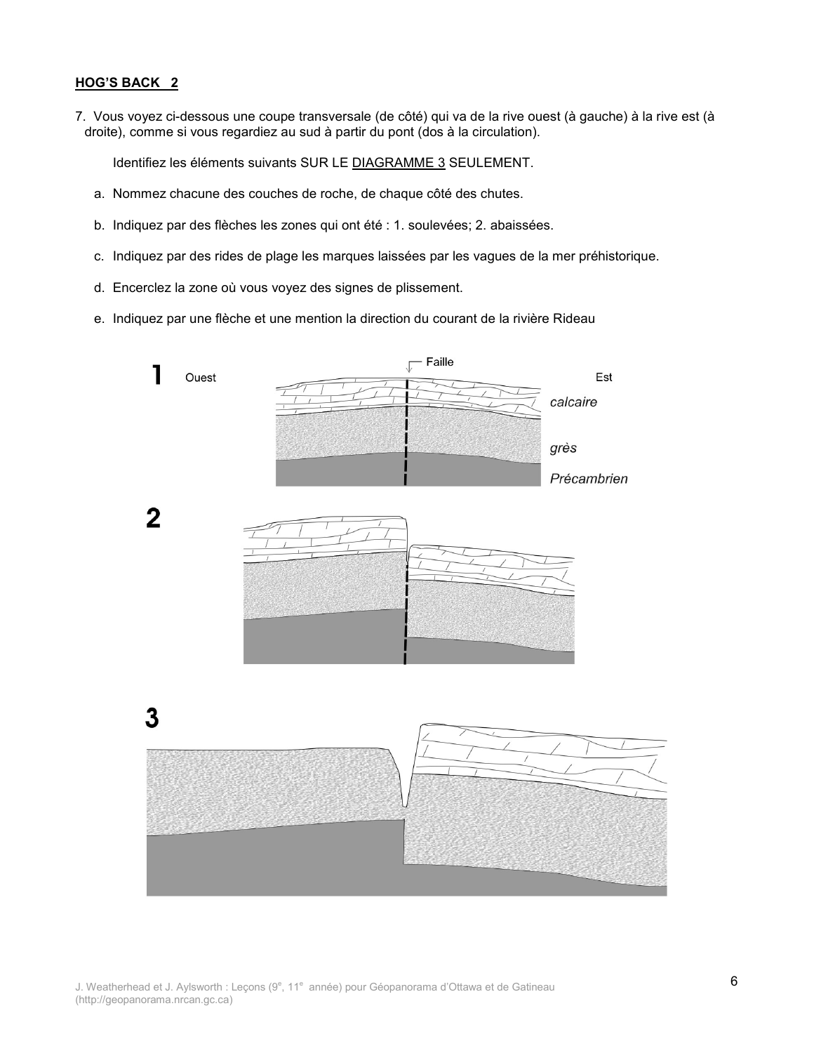**HOG'S BACK 2**

7. Vous voyez ci-dessous une coupe transversale (de côté) qui va de la rive ouest (à gauche) à la rive est (à droite), comme si vous regardiez au sud à partir du pont (dos à la circulation).

   Identifiez les éléments suivants SUR LE DIAGRAMME 3 SEULEMENT.

   a. Nommez chacune des couches de roche, de chaque côté des chutes.

   b. Indiquez par des flèches les zones qui ont été : 1. soulevées; 2. abaissées.

   c. Indiquez par des rides de plage les marques laissées par les vagues de la mer préhistorique.

   d. Encerclez la zone où vous voyez des signes de plissement.

   e. Indiquez par une flèche et une mention la direction du courant de la rivière Rideau

**1**

Ouest — Faille — Est

*calcaire*

*grès*

*Précambrien*

**2**

**3**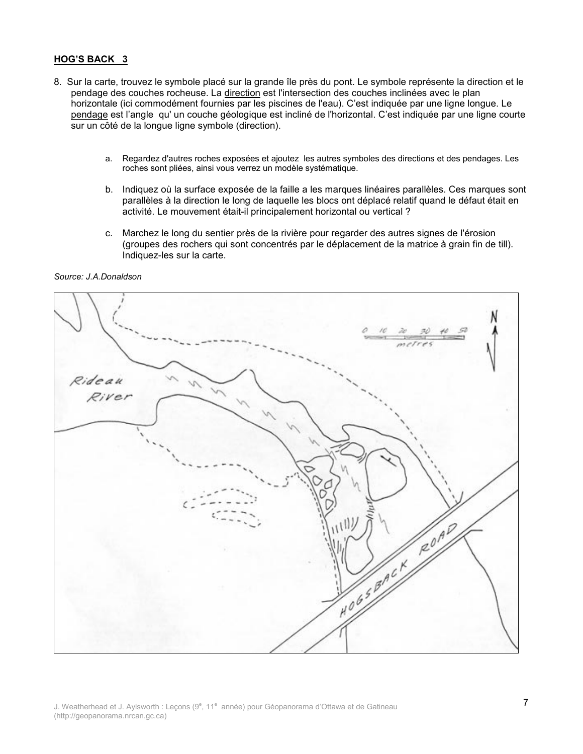**HOG'S BACK 3**

8. Sur la carte, trouvez le symbole placé sur la grande île près du pont. Le symbole représente la direction et le pendage des couches rocheuse. La direction est l'intersection des couches inclinées avec le plan horizontale (ici commodément fournies par les piscines de l'eau). C'est indiquée par une ligne longue. Le pendage est l'angle qu' un couche géologique est incliné de l'horizontal. C'est indiquée par une ligne courte sur un côté de la longue ligne symbole (direction).

   a. Regardez d'autres roches exposées et ajoutez les autres symboles des directions et des pendages. Les roches sont pliées, ainsi vous verrez un modèle systématique.

   b. Indiquez où la surface exposée de la faille a les marques linéaires parallèles. Ces marques sont parallèles à la direction le long de laquelle les blocs ont déplacé relatif quand le défaut était en activité. Le mouvement était-il principalement horizontal ou vertical ?

   c. Marchez le long du sentier près de la rivière pour regarder des autres signes de l'érosion (groupes des rochers qui sont concentrés par le déplacement de la matrice à grain fin de till). Indiquez-les sur la carte.

*Source: J.A.Donaldson*

N

0 10 20 30 40 50
metres

Rideau River

HOGSBACK ROAD

J. Weatherhead et J. Aylsworth : Leçons (9e, 11e année) pour Géopanorama d'Ottawa et de Gatineau (http://geopanorama.nrcan.gc.ca)